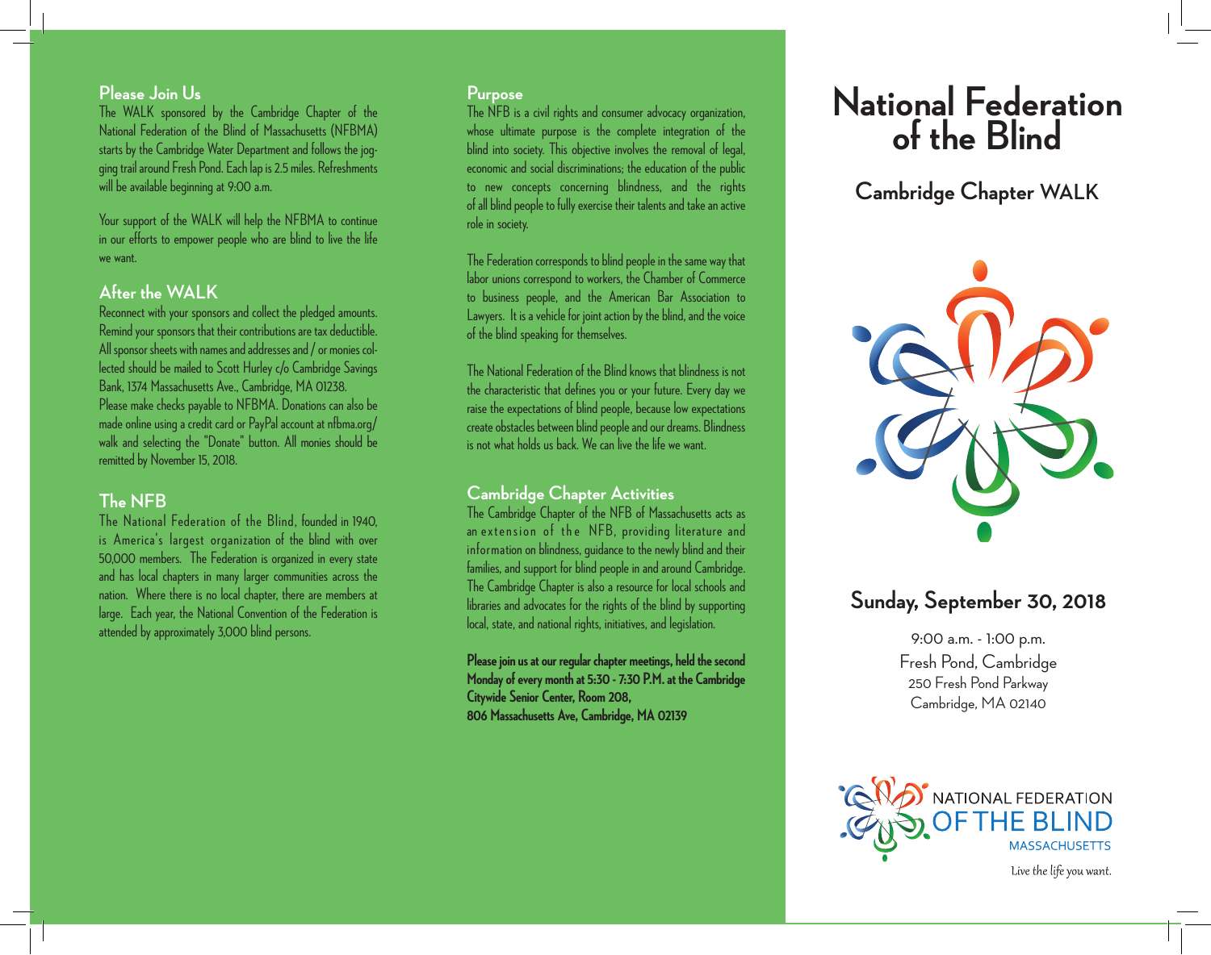## Please Join Us

The WALK sponsored by the Cambridge Chapter of the National Federation of the Blind of Massachusetts (NFBMA) starts by the Cambridge Water Department and follows the jogging trail around Fresh Pond. Each lap is 2.5 miles. Refreshments will be available beginning at 9:00 a.m.

Your support of the WALK will help the NFBMA to continue in our efforts to empower people who are blind to live the life we want.

## After the WALK

Reconnect with your sponsors and collect the pledged amounts. Remind your sponsors that their contributions are tax deductible. All sponsor sheets with names and addresses and / or monies collected should be mailed to Scott Hurley c/o Cambridge Savings Bank, 1374 Massachusetts Ave., Cambridge, MA 01238. Please make checks payable to NFBMA. Donations can also be made online using a credit card or PayPal account at nfbma.org/walk and selecting the "Donate" button. All monies should be remitted by November 15, 2018.

## The NFB

The National Federation of the Blind, founded in 1940, is America's largest organization of the blind with over 50,000 members. The Federation is organized in every state and has local chapters in many larger communities across the nation. Where there is no local chapter, there are members at large. Each year, the National Convention of the Federation is attended by approximately 3,000 blind persons.

## Purpose

The NFB is a civil rights and consumer advocacy organization, whose ultimate purpose is the complete integration of the blind into society. This objective involves the removal of legal, economic and social discriminations; the education of the public to new concepts concerning blindness, and the rights of all blind people to fully exercise their talents and take an active role in society.

The Federation corresponds to blind people in the same way that labor unions correspond to workers, the Chamber of Commerce to business people, and the American Bar Association to Lawyers. It is a vehicle for joint action by the blind, and the voice of the blind speaking for themselves.

The National Federation of the Blind knows that blindness is not the characteristic that defines you or your future. Every day we raise the expectations of blind people, because low expectations create obstacles between blind people and our dreams. Blindness is not what holds us back. We can live the life we want.

## Cambridge Chapter Activities

The Cambridge Chapter of the NFB of Massachusetts acts as an extension of the NFB, providing literature and information on blindness, guidance to the newly blind and their families, and support for blind people in and around Cambridge. The Cambridge Chapter is also a resource for local schools and libraries and advocates for the rights of the blind by supporting local, state, and national rights, initiatives, and legislation.

**Please join us at our regular chapter meetings, held the second Monday of every month at 5:30 - 7:30 P.M. at the Cambridge Citywide Senior Center, Room 208, 806 Massachusetts Ave, Cambridge, MA 02139**

# National Federation of the Blind

## Cambridge Chapter WALK

## Sunday, September 30, 2018

9:00 a.m. - 1:00 p.m.
Fresh Pond, Cambridge
250 Fresh Pond Parkway
Cambridge, MA 02140

NATIONAL FEDERATION OF THE BLIND
MASSACHUSETTS

*Live the life you want.*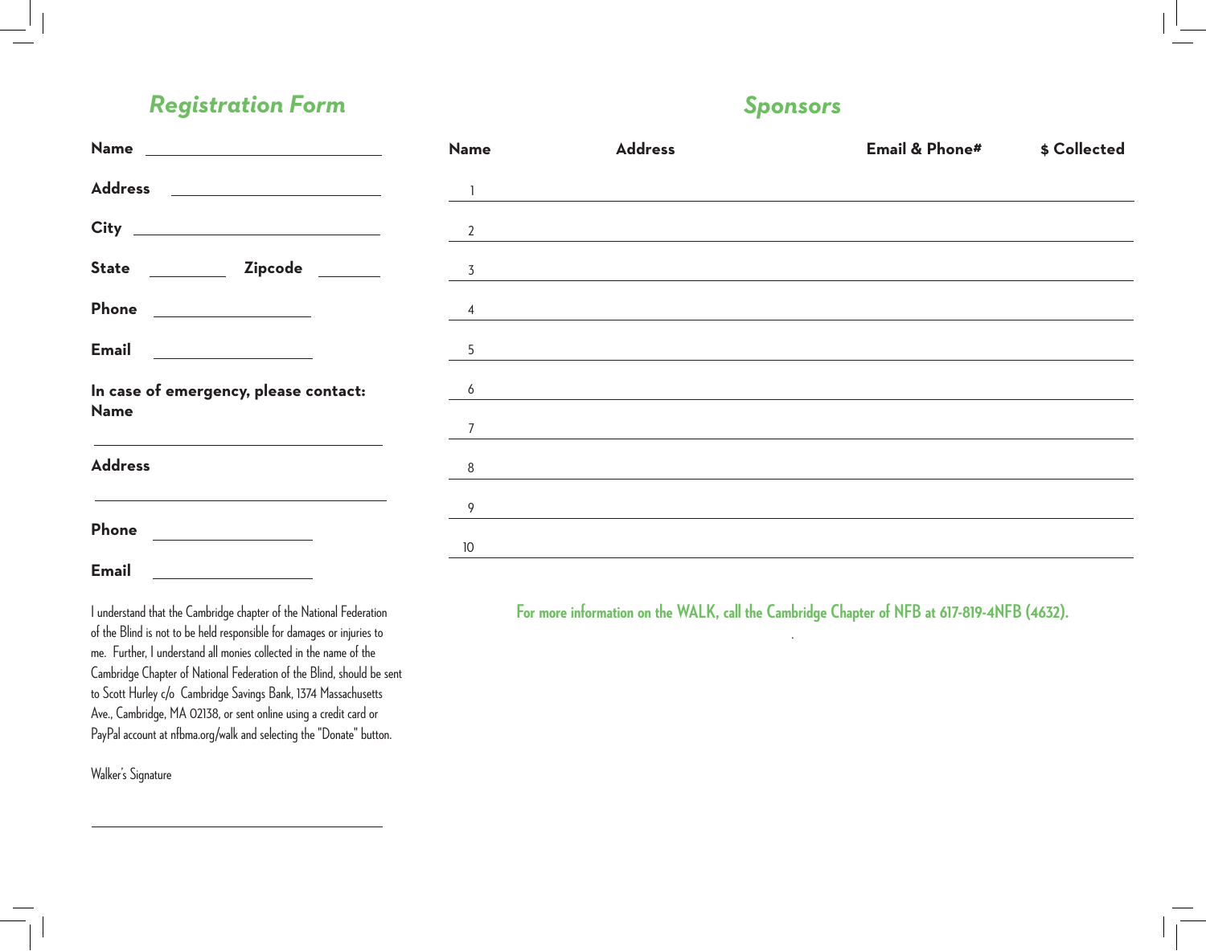## *Registration Form*

**Name** ______________________________

**Address** ___________________________

**City** ______________________________

**State** __________ **Zipcode** ________

**Phone** ____________________

**Email** ____________________

**In case of emergency, please contact:**
**Name**

______________________________

**Address**

______________________________

**Phone** ____________________

**Email** ____________________

I understand that the Cambridge chapter of the National Federation of the Blind is not to be held responsible for damages or injuries to me. Further, I understand all monies collected in the name of the Cambridge Chapter of National Federation of the Blind, should be sent to Scott Hurley c/o Cambridge Savings Bank, 1374 Massachusetts Ave., Cambridge, MA 02138, or sent online using a credit card or PayPal account at nfbma.org/walk and selecting the "Donate" button.

Walker's Signature

______________________________

## *Sponsors*

| Name | Address | Email & Phone# | $ Collected |
|---|---|---|---|
| 1 | | | |
| 2 | | | |
| 3 | | | |
| 4 | | | |
| 5 | | | |
| 6 | | | |
| 7 | | | |
| 8 | | | |
| 9 | | | |
| 10 | | | |

**For more information on the WALK, call the Cambridge Chapter of NFB at 617-819-4NFB (4632).**